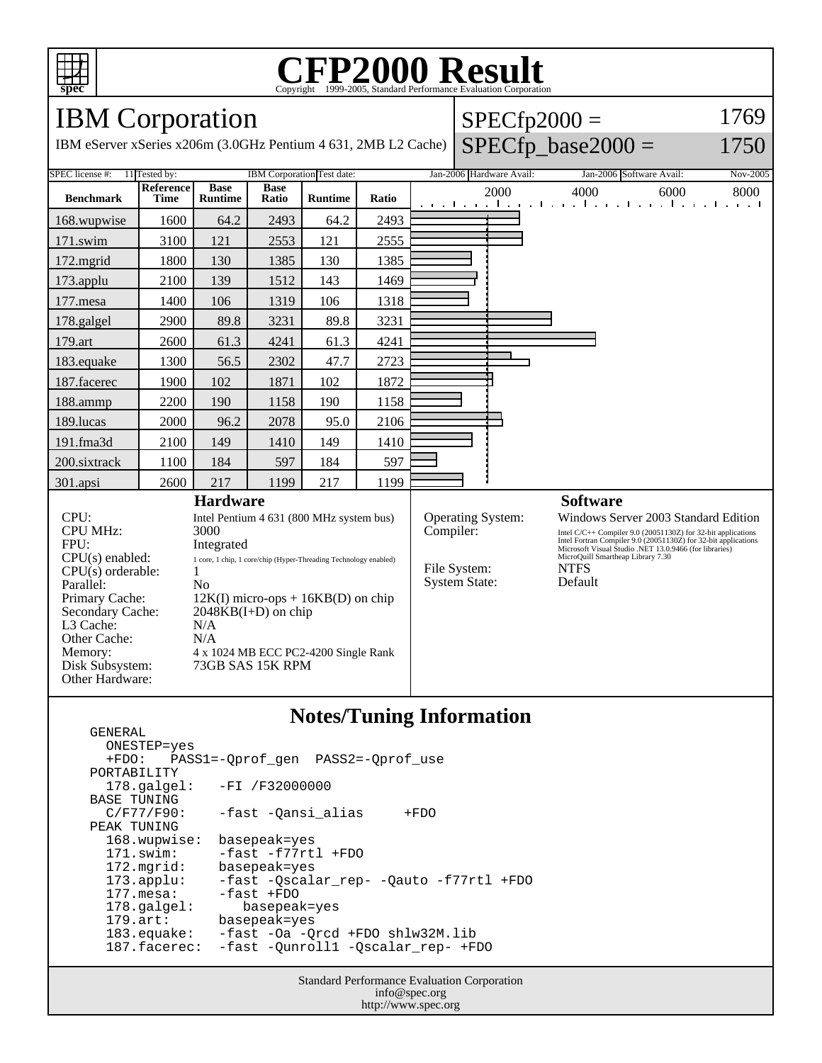# CFP2000 Result

Copyright 1999-2005, Standard Performance Evaluation Corporation

## IBM Corporation

IBM eServer xSeries x206m (3.0GHz Pentium 4 631, 2MB L2 Cache)

SPECfp2000 = 1769

SPECfp_base2000 = 1750

| SPEC license #: | 11 | Tested by: | IBM Corporation | Test date: | Jan-2006 | Hardware Avail: | Jan-2006 | Software Avail: | Nov-2005 |
|---|---|---|---|---|---|---|---|---|---|

| Benchmark | Reference Time | Base Runtime | Base Ratio | Runtime | Ratio |
|---|---|---|---|---|---|
| 168.wupwise | 1600 | 64.2 | 2493 | 64.2 | 2493 |
| 171.swim | 3100 | 121 | 2553 | 121 | 2555 |
| 172.mgrid | 1800 | 130 | 1385 | 130 | 1385 |
| 173.applu | 2100 | 139 | 1512 | 143 | 1469 |
| 177.mesa | 1400 | 106 | 1319 | 106 | 1318 |
| 178.galgel | 2900 | 89.8 | 3231 | 89.8 | 3231 |
| 179.art | 2600 | 61.3 | 4241 | 61.3 | 4241 |
| 183.equake | 1300 | 56.5 | 2302 | 47.7 | 2723 |
| 187.facerec | 1900 | 102 | 1871 | 102 | 1872 |
| 188.ammp | 2200 | 190 | 1158 | 190 | 1158 |
| 189.lucas | 2000 | 96.2 | 2078 | 95.0 | 2106 |
| 191.fma3d | 2100 | 149 | 1410 | 149 | 1410 |
| 200.sixtrack | 1100 | 184 | 597 | 184 | 597 |
| 301.apsi | 2600 | 217 | 1199 | 217 | 1199 |

### Hardware

| | |
|---|---|
| CPU: | Intel Pentium 4 631 (800 MHz system bus) |
| CPU MHz: | 3000 |
| FPU: | Integrated |
| CPU(s) enabled: | 1 core, 1 chip, 1 core/chip (Hyper-Threading Technology enabled) |
| CPU(s) orderable: | 1 |
| Parallel: | No |
| Primary Cache: | 12K(I) micro-ops + 16KB(D) on chip |
| Secondary Cache: | 2048KB(I+D) on chip |
| L3 Cache: | N/A |
| Other Cache: | N/A |
| Memory: | 4 x 1024 MB ECC PC2-4200 Single Rank |
| Disk Subsystem: | 73GB SAS 15K RPM |
| Other Hardware: | |

### Software

| | |
|---|---|
| Operating System: | Windows Server 2003 Standard Edition |
| Compiler: | Intel C/C++ Compiler 9.0 (20051130Z) for 32-bit applications<br>Intel Fortran Compiler 9.0 (20051130Z) for 32-bit applications<br>Microsoft Visual Studio .NET 13.0.9466 (for libraries)<br>MicroQuill Smartheap Library 7.30 |
| File System: | NTFS |
| System State: | Default |

### Notes/Tuning Information

```
GENERAL
  ONESTEP=yes
  +FDO:   PASS1=-Qprof_gen  PASS2=-Qprof_use
PORTABILITY
  178.galgel:   -FI /F32000000
BASE TUNING
  C/F77/F90:    -fast -Qansi_alias     +FDO
PEAK TUNING
  168.wupwise:  basepeak=yes
  171.swim:     -fast -f77rtl +FDO
  172.mgrid:    basepeak=yes
  173.applu:    -fast -Qscalar_rep- -Qauto -f77rtl +FDO
  177.mesa:     -fast +FDO
  178.galgel:      basepeak=yes
  179.art:      basepeak=yes
  183.equake:   -fast -Oa -Qrcd +FDO shlw32M.lib
  187.facerec:  -fast -Qunroll1 -Qscalar_rep- +FDO
```

Standard Performance Evaluation Corporation
info@spec.org
http://www.spec.org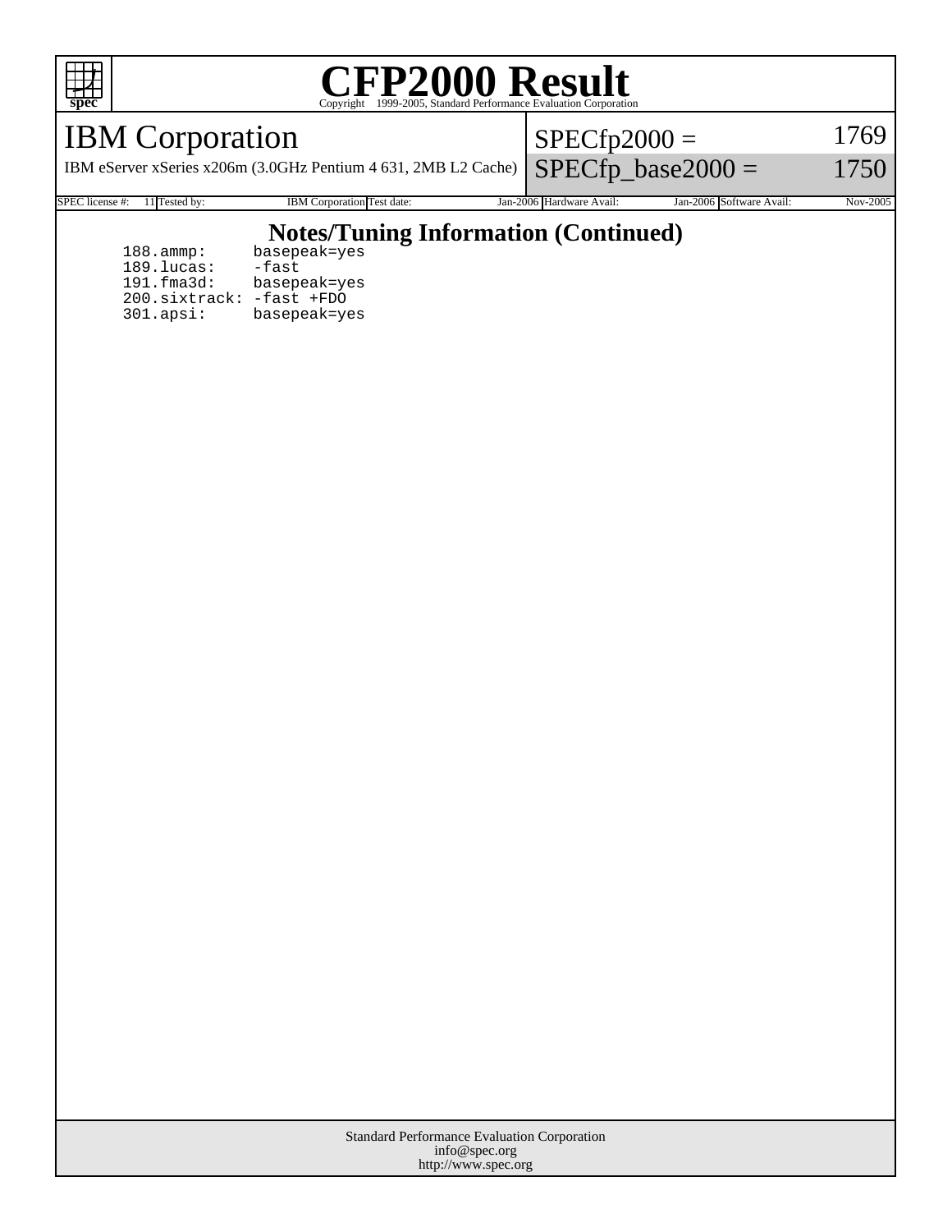# CFP2000 Result

Copyright 1999-2005, Standard Performance Evaluation Corporation

## IBM Corporation

IBM eServer xSeries x206m (3.0GHz Pentium 4 631, 2MB L2 Cache)

SPECfp2000 = 1769

SPECfp_base2000 = 1750

| SPEC license #: | 11 | Tested by: | IBM Corporation | Test date: | Jan-2006 | Hardware Avail: | Jan-2006 | Software Avail: | Nov-2005 |
|---|---|---|---|---|---|---|---|---|---|

### Notes/Tuning Information (Continued)

```
188.ammp:      basepeak=yes
189.lucas:     -fast
191.fma3d:     basepeak=yes
200.sixtrack: -fast +FDO
301.apsi:      basepeak=yes
```

Standard Performance Evaluation Corporation
info@spec.org
http://www.spec.org